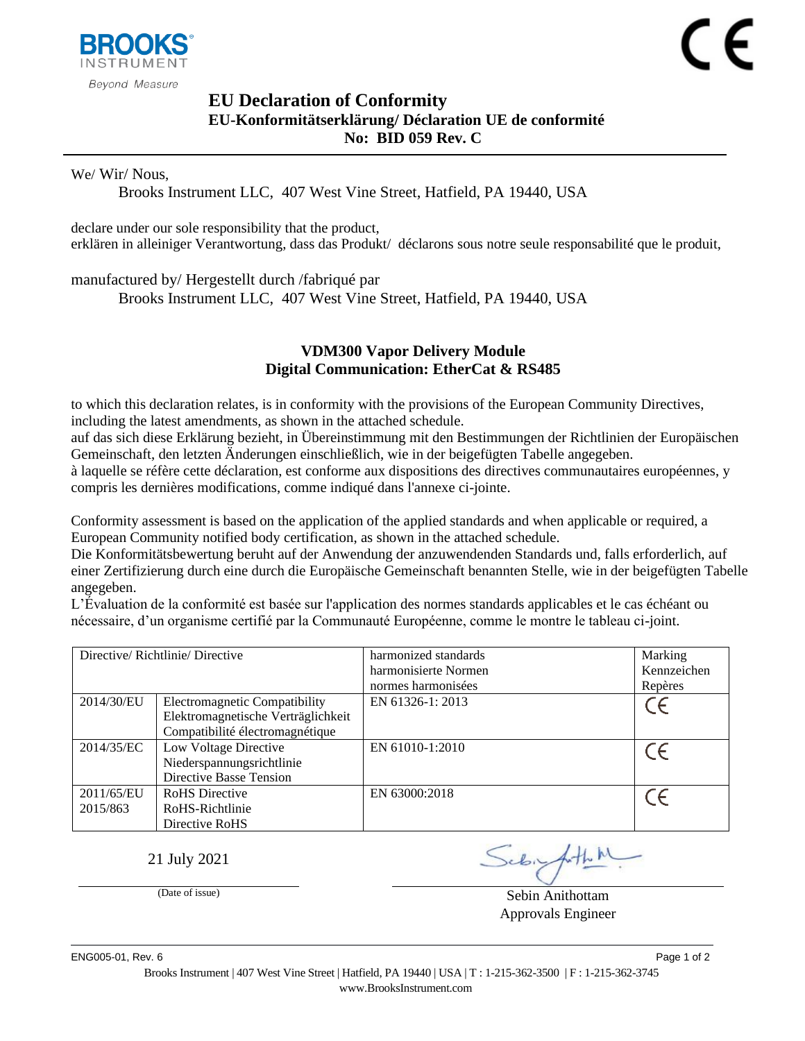BROOKS® INSTRUMENT
*Beyond Measure*

CE

# EU Declaration of Conformity

### EU-Konformitätserklärung/ Déclaration UE de conformité

### No: BID 059 Rev. C

We/ Wir/ Nous,

Brooks Instrument LLC, 407 West Vine Street, Hatfield, PA 19440, USA

declare under our sole responsibility that the product,
erklären in alleiniger Verantwortung, dass das Produkt/ déclarons sous notre seule responsabilité que le produit,

manufactured by/ Hergestellt durch /fabriqué par

Brooks Instrument LLC, 407 West Vine Street, Hatfield, PA 19440, USA

**VDM300 Vapor Delivery Module**
**Digital Communication: EtherCat & RS485**

to which this declaration relates, is in conformity with the provisions of the European Community Directives, including the latest amendments, as shown in the attached schedule.
auf das sich diese Erklärung bezieht, in Übereinstimmung mit den Bestimmungen der Richtlinien der Europäischen Gemeinschaft, den letzten Änderungen einschließlich, wie in der beigefügten Tabelle angegeben.
à laquelle se réfère cette déclaration, est conforme aux dispositions des directives communautaires européennes, y compris les dernières modifications, comme indiqué dans l'annexe ci-jointe.

Conformity assessment is based on the application of the applied standards and when applicable or required, a European Community notified body certification, as shown in the attached schedule.
Die Konformitätsbewertung beruht auf der Anwendung der anzuwendenden Standards und, falls erforderlich, auf einer Zertifizierung durch eine durch die Europäische Gemeinschaft benannten Stelle, wie in der beigefügten Tabelle angegeben.
L'Évaluation de la conformité est basée sur l'application des normes standards applicables et le cas échéant ou nécessaire, d'un organisme certifié par la Communauté Européenne, comme le montre le tableau ci-joint.

| Directive/ Richtlinie/ Directive | | harmonized standards<br>harmonisierte Normen<br>normes harmonisées | Marking<br>Kennzeichen<br>Repères |
|---|---|---|---|
| 2014/30/EU | Electromagnetic Compatibility<br>Elektromagnetische Verträglichkeit<br>Compatibilité électromagnétique | EN 61326-1: 2013 | CE |
| 2014/35/EC | Low Voltage Directive<br>Niederspannungsrichtlinie<br>Directive Basse Tension | EN 61010-1:2010 | CE |
| 2011/65/EU<br>2015/863 | RoHS Directive<br>RoHS-Richtlinie<br>Directive RoHS | EN 63000:2018 | CE |

21 July 2021
(Date of issue)

Sebin Anithottam
Approvals Engineer

ENG005-01, Rev. 6

Brooks Instrument | 407 West Vine Street | Hatfield, PA 19440 | USA | T : 1-215-362-3500 | F : 1-215-362-3745
www.BrooksInstrument.com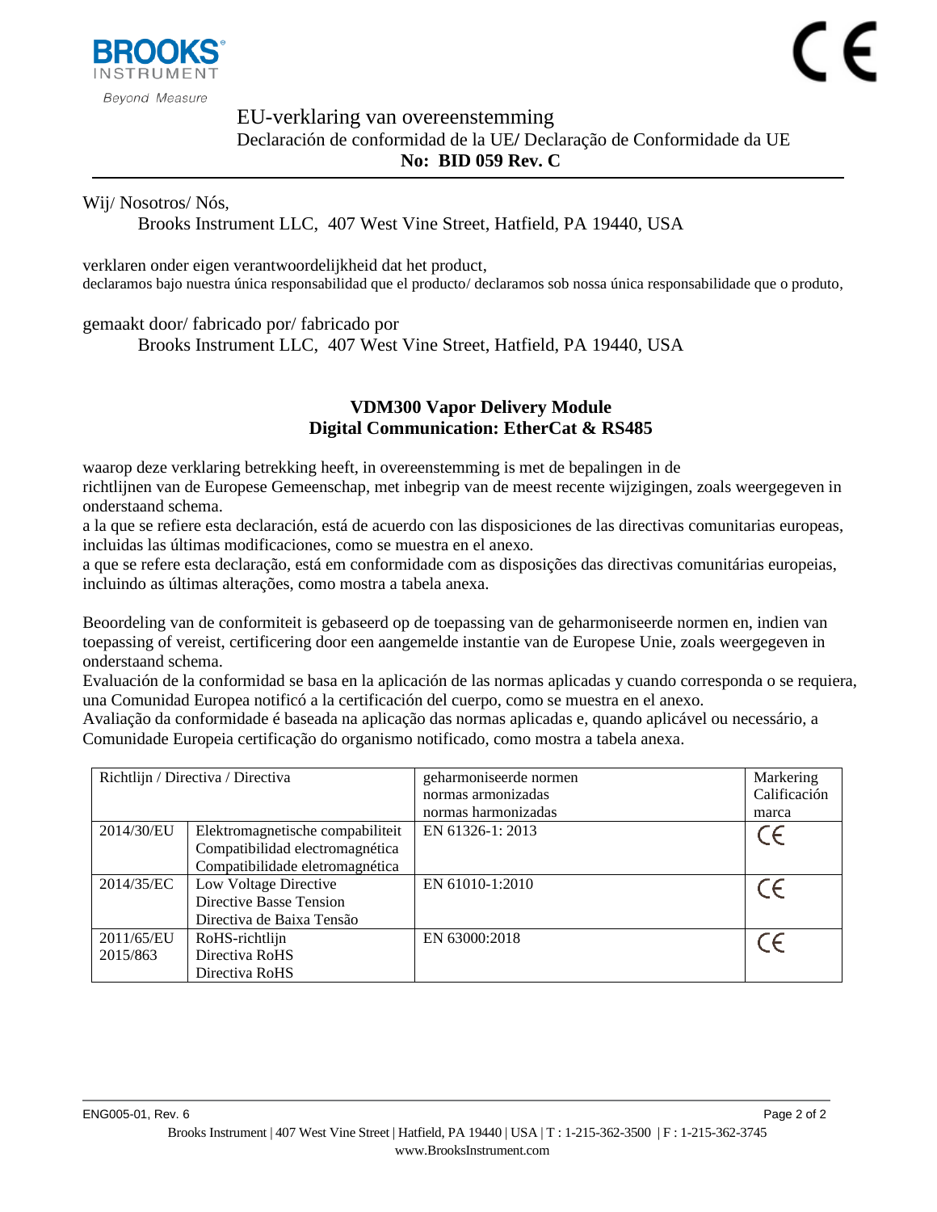# EU-verklaring van overeenstemming

Declaración de conformidad de la UE/ Declaração de Conformidade da UE

**No: BID 059 Rev. C**

Wij/ Nosotros/ Nós,

Brooks Instrument LLC, 407 West Vine Street, Hatfield, PA 19440, USA

verklaren onder eigen verantwoordelijkheid dat het product,
declaramos bajo nuestra única responsabilidad que el producto/ declaramos sob nossa única responsabilidade que o produto,

gemaakt door/ fabricado por/ fabricado por

Brooks Instrument LLC, 407 West Vine Street, Hatfield, PA 19440, USA

**VDM300 Vapor Delivery Module**
**Digital Communication: EtherCat & RS485**

waarop deze verklaring betrekking heeft, in overeenstemming is met de bepalingen in de richtlijnen van de Europese Gemeenschap, met inbegrip van de meest recente wijzigingen, zoals weergegeven in onderstaand schema.
a la que se refiere esta declaración, está de acuerdo con las disposiciones de las directivas comunitarias europeas, incluidas las últimas modificaciones, como se muestra en el anexo.
a que se refere esta declaração, está em conformidade com as disposições das directivas comunitárias europeias, incluindo as últimas alterações, como mostra a tabela anexa.

Beoordeling van de conformiteit is gebaseerd op de toepassing van de geharmoniseerde normen en, indien van toepassing of vereist, certificering door een aangemelde instantie van de Europese Unie, zoals weergegeven in onderstaand schema.
Evaluación de la conformidad se basa en la aplicación de las normas aplicadas y cuando corresponda o se requiera, una Comunidad Europea notificó a la certificación del cuerpo, como se muestra en el anexo.
Avaliação da conformidade é baseada na aplicação das normas aplicadas e, quando aplicável ou necessário, a Comunidade Europeia certificação do organismo notificado, como mostra a tabela anexa.

| Richtlijn / Directiva / Directiva | | geharmoniseerde normen<br>normas armonizadas<br>normas harmonizadas | Markering<br>Calificación<br>marca |
|---|---|---|---|
| 2014/30/EU | Elektromagnetische compabiliteit<br>Compatibilidad electromagnética<br>Compatibilidade eletromagnética | EN 61326-1: 2013 | CE |
| 2014/35/EC | Low Voltage Directive<br>Directive Basse Tension<br>Directiva de Baixa Tensão | EN 61010-1:2010 | CE |
| 2011/65/EU<br>2015/863 | RoHS-richtlijn<br>Directiva RoHS<br>Directiva RoHS | EN 63000:2018 | CE |